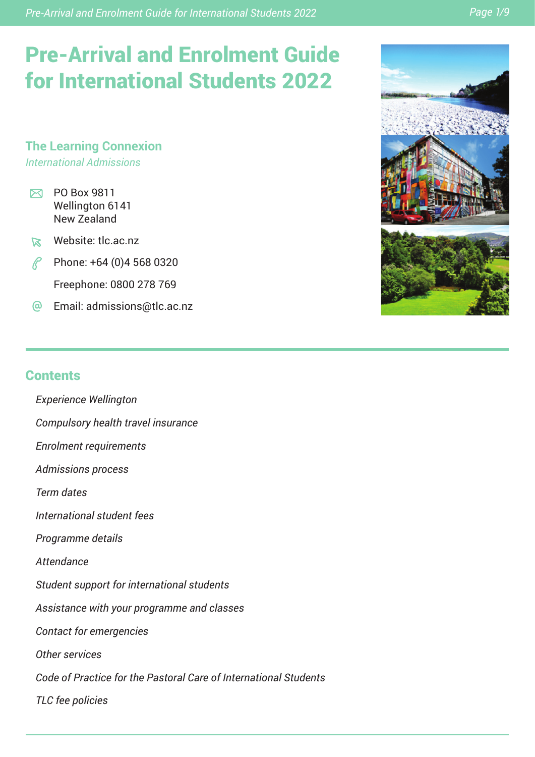# Pre-Arrival and Enrolment Guide for International Students 2022

## The Learning Connexion

*International Admissions*

PO Box 9811
Wellington 6141
New Zealand

Website: tlc.ac.nz

Phone: +64 (0)4 568 0320

Freephone: 0800 278 769

Email: admissions@tlc.ac.nz

## Contents

- *Experience Wellington*
- *Compulsory health travel insurance*
- *Enrolment requirements*
- *Admissions process*
- *Term dates*
- *International student fees*
- *Programme details*
- *Attendance*
- *Student support for international students*
- *Assistance with your programme and classes*
- *Contact for emergencies*
- *Other services*
- *Code of Practice for the Pastoral Care of International Students*
- *TLC fee policies*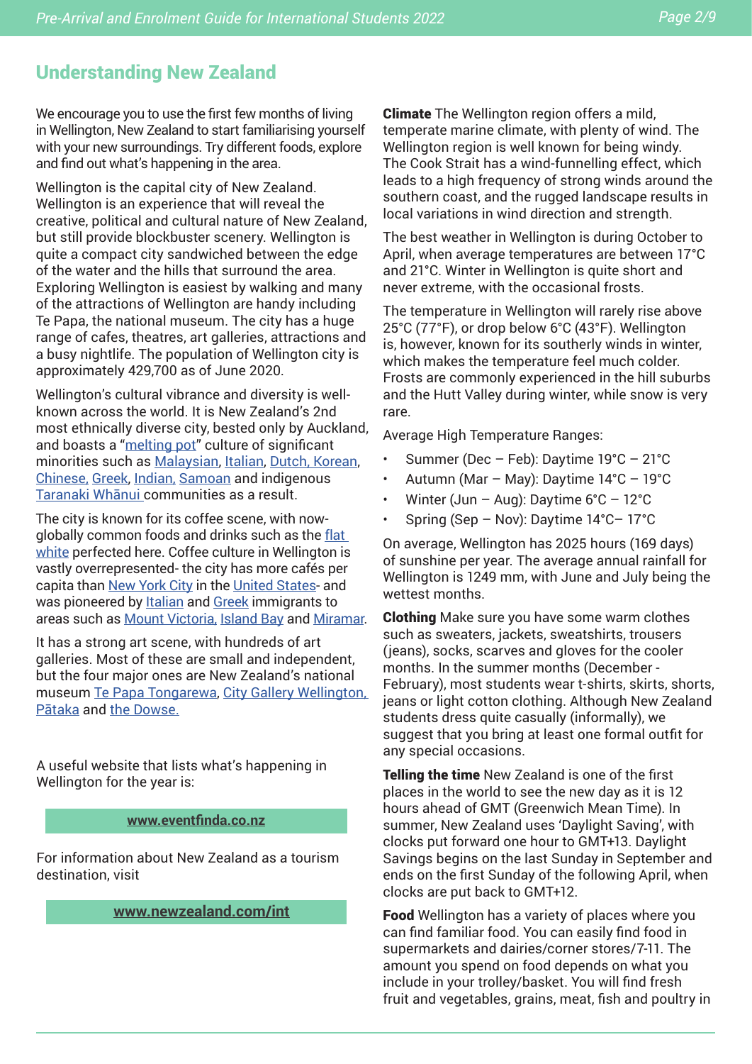## Understanding New Zealand

We encourage you to use the first few months of living in Wellington, New Zealand to start familiarising yourself with your new surroundings. Try different foods, explore and find out what's happening in the area.

Wellington is the capital city of New Zealand. Wellington is an experience that will reveal the creative, political and cultural nature of New Zealand, but still provide blockbuster scenery. Wellington is quite a compact city sandwiched between the edge of the water and the hills that surround the area. Exploring Wellington is easiest by walking and many of the attractions of Wellington are handy including Te Papa, the national museum. The city has a huge range of cafes, theatres, art galleries, attractions and a busy nightlife. The population of Wellington city is approximately 429,700 as of June 2020.

Wellington's cultural vibrance and diversity is well-known across the world. It is New Zealand's 2nd most ethnically diverse city, bested only by Auckland, and boasts a "melting pot" culture of significant minorities such as Malaysian, Italian, Dutch, Korean, Chinese, Greek, Indian, Samoan and indigenous Taranaki Whānui communities as a result.

The city is known for its coffee scene, with now-globally common foods and drinks such as the flat white perfected here. Coffee culture in Wellington is vastly overrepresented- the city has more cafés per capita than New York City in the United States- and was pioneered by Italian and Greek immigrants to areas such as Mount Victoria, Island Bay and Miramar.

It has a strong art scene, with hundreds of art galleries. Most of these are small and independent, but the four major ones are New Zealand's national museum Te Papa Tongarewa, City Gallery Wellington, Pātaka and the Dowse.

A useful website that lists what's happening in Wellington for the year is:

**www.eventfinda.co.nz**

For information about New Zealand as a tourism destination, visit

**www.newzealand.com/int**

**Climate** The Wellington region offers a mild, temperate marine climate, with plenty of wind. The Wellington region is well known for being windy. The Cook Strait has a wind-funnelling effect, which leads to a high frequency of strong winds around the southern coast, and the rugged landscape results in local variations in wind direction and strength.

The best weather in Wellington is during October to April, when average temperatures are between 17°C and 21°C. Winter in Wellington is quite short and never extreme, with the occasional frosts.

The temperature in Wellington will rarely rise above 25°C (77°F), or drop below 6°C (43°F). Wellington is, however, known for its southerly winds in winter, which makes the temperature feel much colder. Frosts are commonly experienced in the hill suburbs and the Hutt Valley during winter, while snow is very rare.

Average High Temperature Ranges:

- Summer (Dec – Feb): Daytime 19°C – 21°C
- Autumn (Mar – May): Daytime 14°C – 19°C
- Winter (Jun – Aug): Daytime 6°C – 12°C
- Spring (Sep – Nov): Daytime 14°C– 17°C

On average, Wellington has 2025 hours (169 days) of sunshine per year. The average annual rainfall for Wellington is 1249 mm, with June and July being the wettest months.

**Clothing** Make sure you have some warm clothes such as sweaters, jackets, sweatshirts, trousers (jeans), socks, scarves and gloves for the cooler months. In the summer months (December - February), most students wear t-shirts, skirts, shorts, jeans or light cotton clothing. Although New Zealand students dress quite casually (informally), we suggest that you bring at least one formal outfit for any special occasions.

**Telling the time** New Zealand is one of the first places in the world to see the new day as it is 12 hours ahead of GMT (Greenwich Mean Time). In summer, New Zealand uses 'Daylight Saving', with clocks put forward one hour to GMT+13. Daylight Savings begins on the last Sunday in September and ends on the first Sunday of the following April, when clocks are put back to GMT+12.

**Food** Wellington has a variety of places where you can find familiar food. You can easily find food in supermarkets and dairies/corner stores/7-11. The amount you spend on food depends on what you include in your trolley/basket. You will find fresh fruit and vegetables, grains, meat, fish and poultry in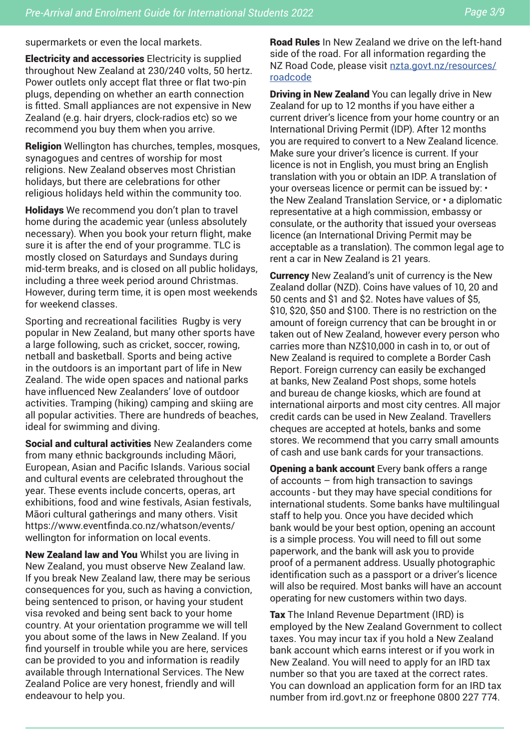supermarkets or even the local markets.

**Electricity and accessories** Electricity is supplied throughout New Zealand at 230/240 volts, 50 hertz. Power outlets only accept flat three or flat two-pin plugs, depending on whether an earth connection is fitted. Small appliances are not expensive in New Zealand (e.g. hair dryers, clock-radios etc) so we recommend you buy them when you arrive.

**Religion** Wellington has churches, temples, mosques, synagogues and centres of worship for most religions. New Zealand observes most Christian holidays, but there are celebrations for other religious holidays held within the community too.

**Holidays** We recommend you don't plan to travel home during the academic year (unless absolutely necessary). When you book your return flight, make sure it is after the end of your programme. TLC is mostly closed on Saturdays and Sundays during mid-term breaks, and is closed on all public holidays, including a three week period around Christmas. However, during term time, it is open most weekends for weekend classes.

Sporting and recreational facilities  Rugby is very popular in New Zealand, but many other sports have a large following, such as cricket, soccer, rowing, netball and basketball. Sports and being active in the outdoors is an important part of life in New Zealand. The wide open spaces and national parks have influenced New Zealanders' love of outdoor activities. Tramping (hiking) camping and skiing are all popular activities. There are hundreds of beaches, ideal for swimming and diving.

**Social and cultural activities** New Zealanders come from many ethnic backgrounds including Māori, European, Asian and Pacific Islands. Various social and cultural events are celebrated throughout the year. These events include concerts, operas, art exhibitions, food and wine festivals, Asian festivals, Māori cultural gatherings and many others. Visit https://www.eventfinda.co.nz/whatson/events/wellington for information on local events.

**New Zealand law and You** Whilst you are living in New Zealand, you must observe New Zealand law. If you break New Zealand law, there may be serious consequences for you, such as having a conviction, being sentenced to prison, or having your student visa revoked and being sent back to your home country. At your orientation programme we will tell you about some of the laws in New Zealand. If you find yourself in trouble while you are here, services can be provided to you and information is readily available through International Services. The New Zealand Police are very honest, friendly and will endeavour to help you.

**Road Rules** In New Zealand we drive on the left-hand side of the road. For all information regarding the NZ Road Code, please visit [nzta.govt.nz/resources/roadcode](nzta.govt.nz/resources/roadcode)

**Driving in New Zealand** You can legally drive in New Zealand for up to 12 months if you have either a current driver's licence from your home country or an International Driving Permit (IDP). After 12 months you are required to convert to a New Zealand licence. Make sure your driver's licence is current. If your licence is not in English, you must bring an English translation with you or obtain an IDP. A translation of your overseas licence or permit can be issued by: • the New Zealand Translation Service, or • a diplomatic representative at a high commission, embassy or consulate, or the authority that issued your overseas licence (an International Driving Permit may be acceptable as a translation). The common legal age to rent a car in New Zealand is 21 years.

**Currency** New Zealand's unit of currency is the New Zealand dollar (NZD). Coins have values of 10, 20 and 50 cents and $1 and $2. Notes have values of $5, $10, $20, $50 and $100. There is no restriction on the amount of foreign currency that can be brought in or taken out of New Zealand, however every person who carries more than NZ$10,000 in cash in to, or out of New Zealand is required to complete a Border Cash Report. Foreign currency can easily be exchanged at banks, New Zealand Post shops, some hotels and bureau de change kiosks, which are found at international airports and most city centres. All major credit cards can be used in New Zealand. Travellers cheques are accepted at hotels, banks and some stores. We recommend that you carry small amounts of cash and use bank cards for your transactions.

**Opening a bank account** Every bank offers a range of accounts – from high transaction to savings accounts - but they may have special conditions for international students. Some banks have multilingual staff to help you. Once you have decided which bank would be your best option, opening an account is a simple process. You will need to fill out some paperwork, and the bank will ask you to provide proof of a permanent address. Usually photographic identification such as a passport or a driver's licence will also be required. Most banks will have an account operating for new customers within two days.

**Tax** The Inland Revenue Department (IRD) is employed by the New Zealand Government to collect taxes. You may incur tax if you hold a New Zealand bank account which earns interest or if you work in New Zealand. You will need to apply for an IRD tax number so that you are taxed at the correct rates. You can download an application form for an IRD tax number from ird.govt.nz or freephone 0800 227 774.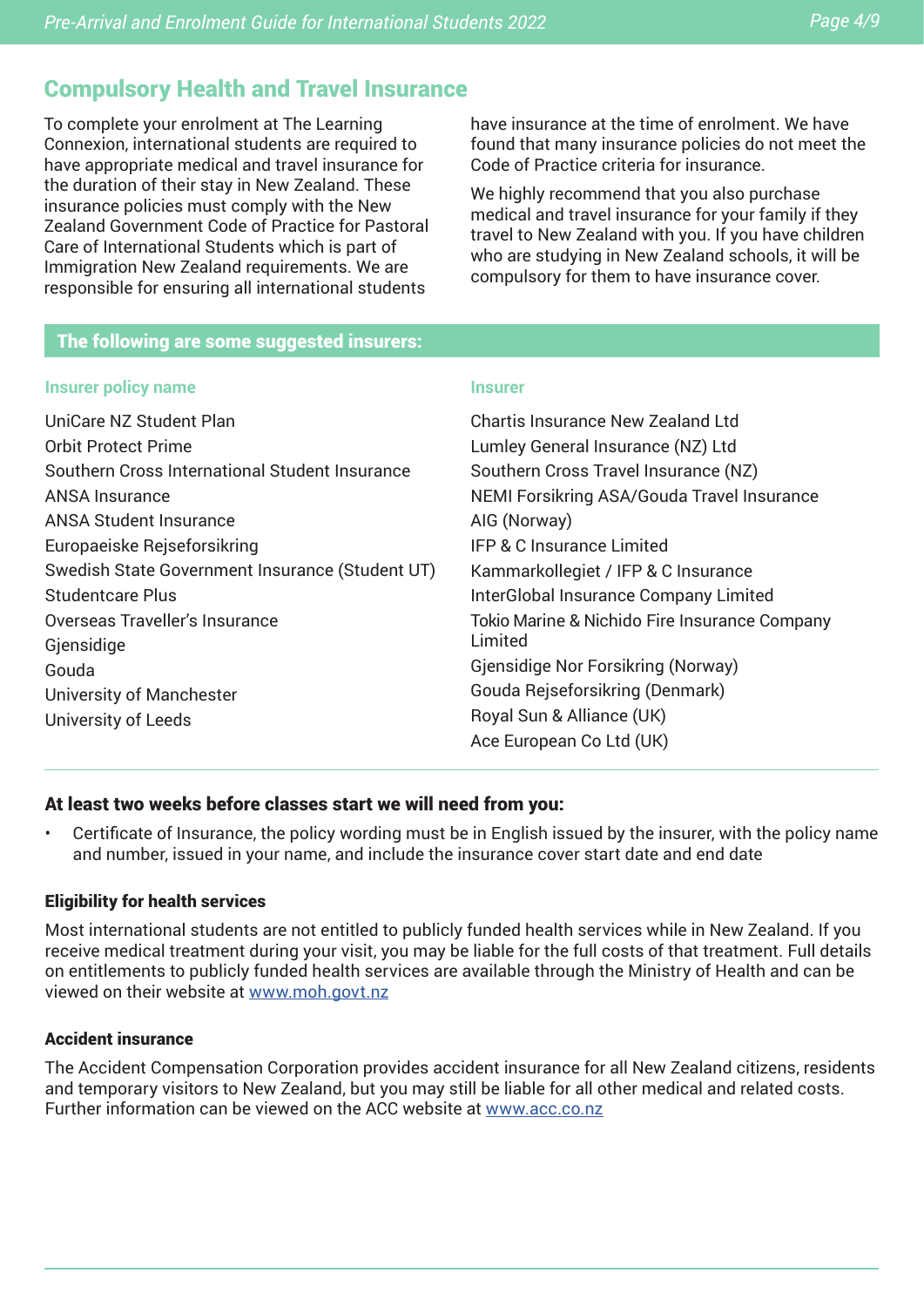## Compulsory Health and Travel Insurance

To complete your enrolment at The Learning Connexion, international students are required to have appropriate medical and travel insurance for the duration of their stay in New Zealand. These insurance policies must comply with the New Zealand Government Code of Practice for Pastoral Care of International Students which is part of Immigration New Zealand requirements. We are responsible for ensuring all international students have insurance at the time of enrolment. We have found that many insurance policies do not meet the Code of Practice criteria for insurance.

We highly recommend that you also purchase medical and travel insurance for your family if they travel to New Zealand with you. If you have children who are studying in New Zealand schools, it will be compulsory for them to have insurance cover.

### The following are some suggested insurers:

| Insurer policy name | Insurer |
|---|---|
| UniCare NZ Student Plan | Chartis Insurance New Zealand Ltd |
| Orbit Protect Prime | Lumley General Insurance (NZ) Ltd |
| Southern Cross International Student Insurance | Southern Cross Travel Insurance (NZ) |
| ANSA Insurance | NEMI Forsikring ASA/Gouda Travel Insurance |
| ANSA Student Insurance | AIG (Norway) |
| Europaeiske Rejseforsikring | IFP & C Insurance Limited |
| Swedish State Government Insurance (Student UT) | Kammarkollegiet / IFP & C Insurance |
| Studentcare Plus | InterGlobal Insurance Company Limited |
| Overseas Traveller's Insurance | Tokio Marine & Nichido Fire Insurance Company Limited |
| Gjensidige | Gjensidige Nor Forsikring (Norway) |
| Gouda | Gouda Rejseforsikring (Denmark) |
| University of Manchester | Royal Sun & Alliance (UK) |
| University of Leeds | Ace European Co Ltd (UK) |

### At least two weeks before classes start we will need from you:

- Certificate of Insurance, the policy wording must be in English issued by the insurer, with the policy name and number, issued in your name, and include the insurance cover start date and end date

#### Eligibility for health services

Most international students are not entitled to publicly funded health services while in New Zealand. If you receive medical treatment during your visit, you may be liable for the full costs of that treatment. Full details on entitlements to publicly funded health services are available through the Ministry of Health and can be viewed on their website at www.moh.govt.nz

#### Accident insurance

The Accident Compensation Corporation provides accident insurance for all New Zealand citizens, residents and temporary visitors to New Zealand, but you may still be liable for all other medical and related costs. Further information can be viewed on the ACC website at www.acc.co.nz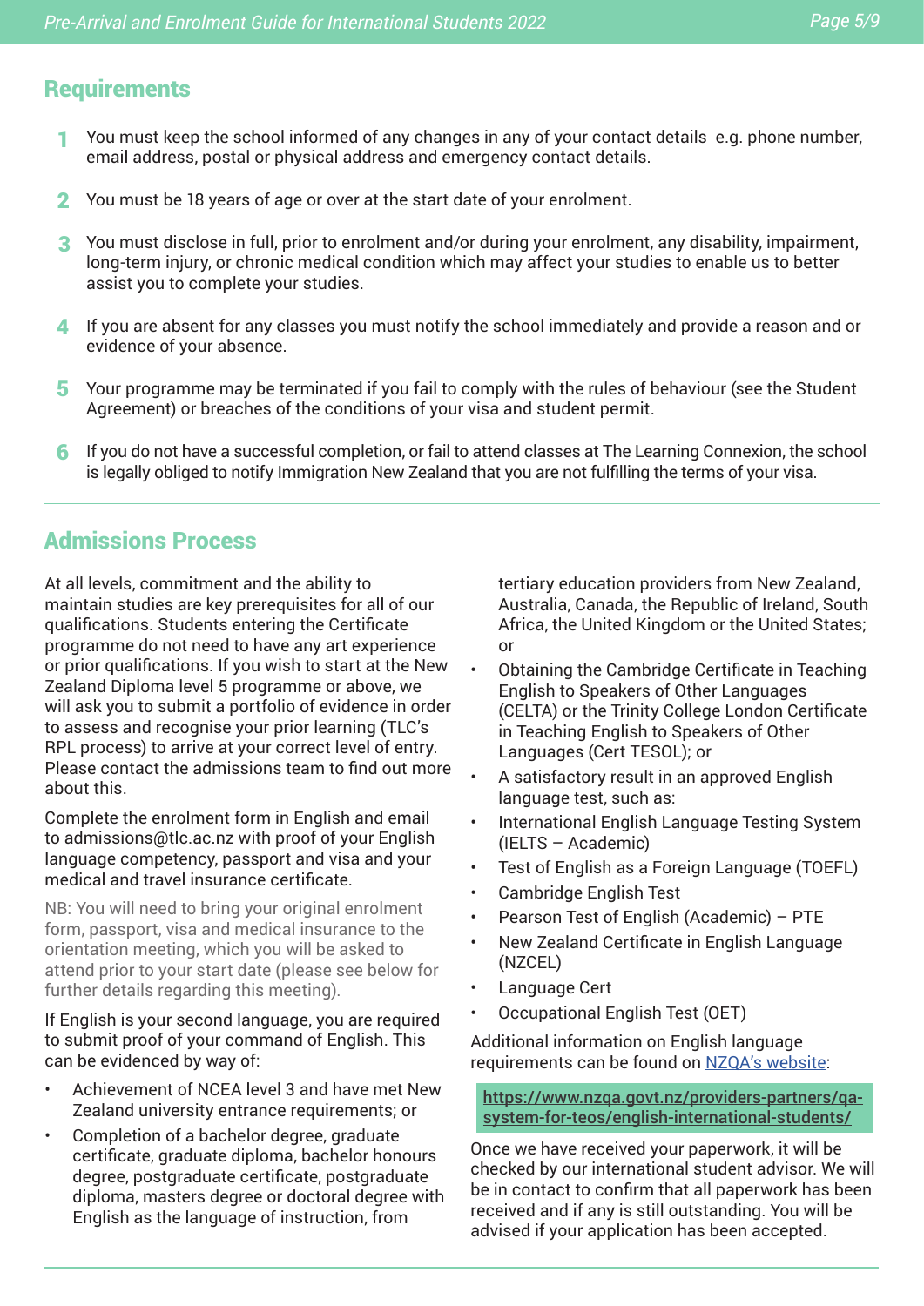## Requirements

1. You must keep the school informed of any changes in any of your contact details e.g. phone number, email address, postal or physical address and emergency contact details.
2. You must be 18 years of age or over at the start date of your enrolment.
3. You must disclose in full, prior to enrolment and/or during your enrolment, any disability, impairment, long-term injury, or chronic medical condition which may affect your studies to enable us to better assist you to complete your studies.
4. If you are absent for any classes you must notify the school immediately and provide a reason and or evidence of your absence.
5. Your programme may be terminated if you fail to comply with the rules of behaviour (see the Student Agreement) or breaches of the conditions of your visa and student permit.
6. If you do not have a successful completion, or fail to attend classes at The Learning Connexion, the school is legally obliged to notify Immigration New Zealand that you are not fulfilling the terms of your visa.

## Admissions Process

At all levels, commitment and the ability to maintain studies are key prerequisites for all of our qualifications. Students entering the Certificate programme do not need to have any art experience or prior qualifications. If you wish to start at the New Zealand Diploma level 5 programme or above, we will ask you to submit a portfolio of evidence in order to assess and recognise your prior learning (TLC's RPL process) to arrive at your correct level of entry. Please contact the admissions team to find out more about this.

Complete the enrolment form in English and email to admissions@tlc.ac.nz with proof of your English language competency, passport and visa and your medical and travel insurance certificate.

NB: You will need to bring your original enrolment form, passport, visa and medical insurance to the orientation meeting, which you will be asked to attend prior to your start date (please see below for further details regarding this meeting).

If English is your second language, you are required to submit proof of your command of English. This can be evidenced by way of:

- Achievement of NCEA level 3 and have met New Zealand university entrance requirements; or
- Completion of a bachelor degree, graduate certificate, graduate diploma, bachelor honours degree, postgraduate certificate, postgraduate diploma, masters degree or doctoral degree with English as the language of instruction, from tertiary education providers from New Zealand, Australia, Canada, the Republic of Ireland, South Africa, the United Kingdom or the United States; or
- Obtaining the Cambridge Certificate in Teaching English to Speakers of Other Languages (CELTA) or the Trinity College London Certificate in Teaching English to Speakers of Other Languages (Cert TESOL); or
- A satisfactory result in an approved English language test, such as:
- International English Language Testing System (IELTS – Academic)
- Test of English as a Foreign Language (TOEFL)
- Cambridge English Test
- Pearson Test of English (Academic) – PTE
- New Zealand Certificate in English Language (NZCEL)
- Language Cert
- Occupational English Test (OET)

Additional information on English language requirements can be found on [NZQA's website](https://www.nzqa.govt.nz/providers-partners/qa-system-for-teos/english-international-students/):

**https://www.nzqa.govt.nz/providers-partners/qa-system-for-teos/english-international-students/**

Once we have received your paperwork, it will be checked by our international student advisor. We will be in contact to confirm that all paperwork has been received and if any is still outstanding. You will be advised if your application has been accepted.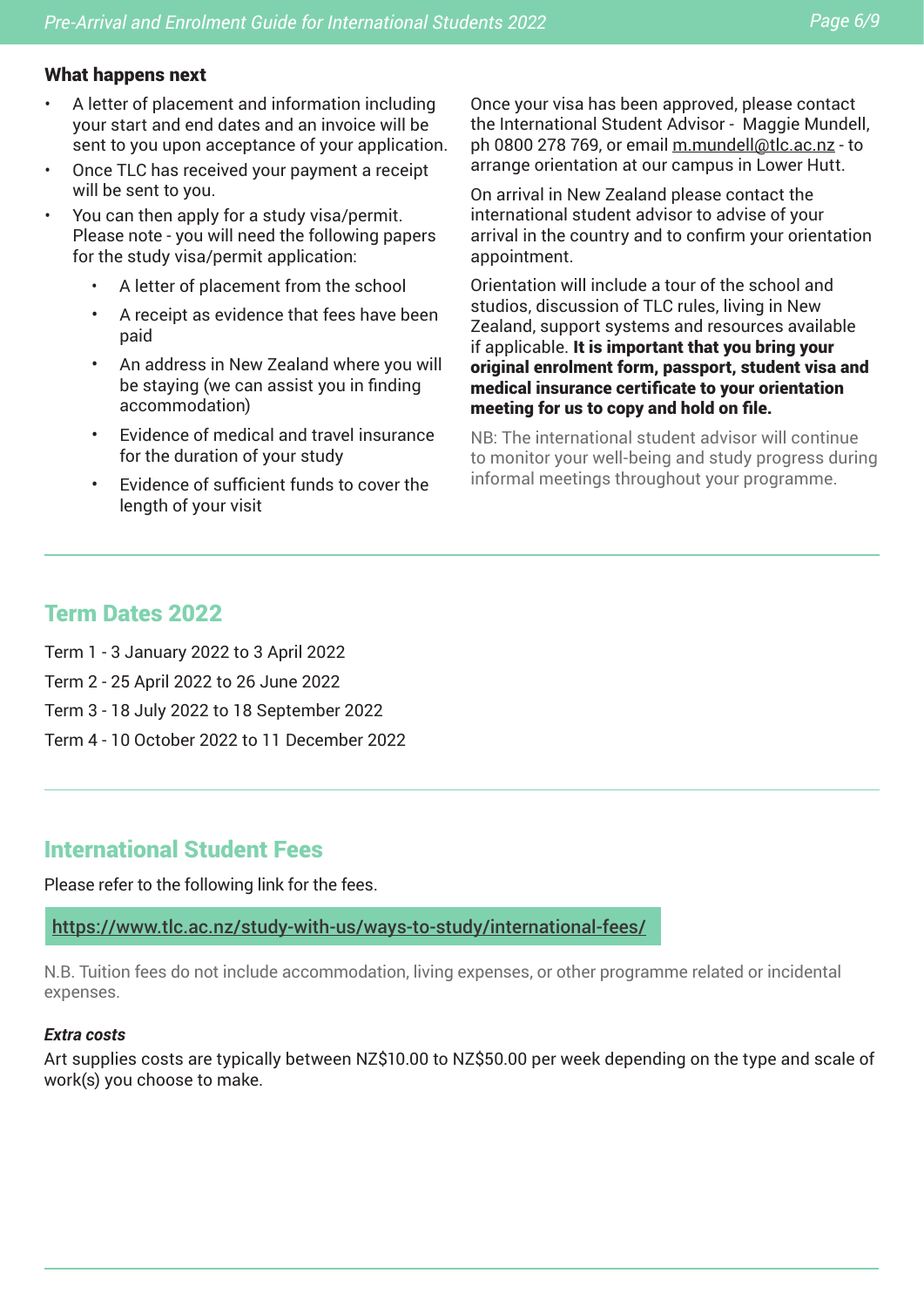### What happens next

- A letter of placement and information including your start and end dates and an invoice will be sent to you upon acceptance of your application.
- Once TLC has received your payment a receipt will be sent to you.
- You can then apply for a study visa/permit. Please note - you will need the following papers for the study visa/permit application:
    - A letter of placement from the school
    - A receipt as evidence that fees have been paid
    - An address in New Zealand where you will be staying (we can assist you in finding accommodation)
    - Evidence of medical and travel insurance for the duration of your study
    - Evidence of sufficient funds to cover the length of your visit

Once your visa has been approved, please contact the International Student Advisor - Maggie Mundell, ph 0800 278 769, or email m.mundell@tlc.ac.nz - to arrange orientation at our campus in Lower Hutt.

On arrival in New Zealand please contact the international student advisor to advise of your arrival in the country and to confirm your orientation appointment.

Orientation will include a tour of the school and studios, discussion of TLC rules, living in New Zealand, support systems and resources available if applicable. **It is important that you bring your original enrolment form, passport, student visa and medical insurance certificate to your orientation meeting for us to copy and hold on file.**

NB: The international student advisor will continue to monitor your well-being and study progress during informal meetings throughout your programme.

## Term Dates 2022

Term 1 - 3 January 2022 to 3 April 2022

Term 2 - 25 April 2022 to 26 June 2022

Term 3 - 18 July 2022 to 18 September 2022

Term 4 - 10 October 2022 to 11 December 2022

## International Student Fees

Please refer to the following link for the fees.

https://www.tlc.ac.nz/study-with-us/ways-to-study/international-fees/

N.B. Tuition fees do not include accommodation, living expenses, or other programme related or incidental expenses.

***Extra costs***

Art supplies costs are typically between NZ$10.00 to NZ$50.00 per week depending on the type and scale of work(s) you choose to make.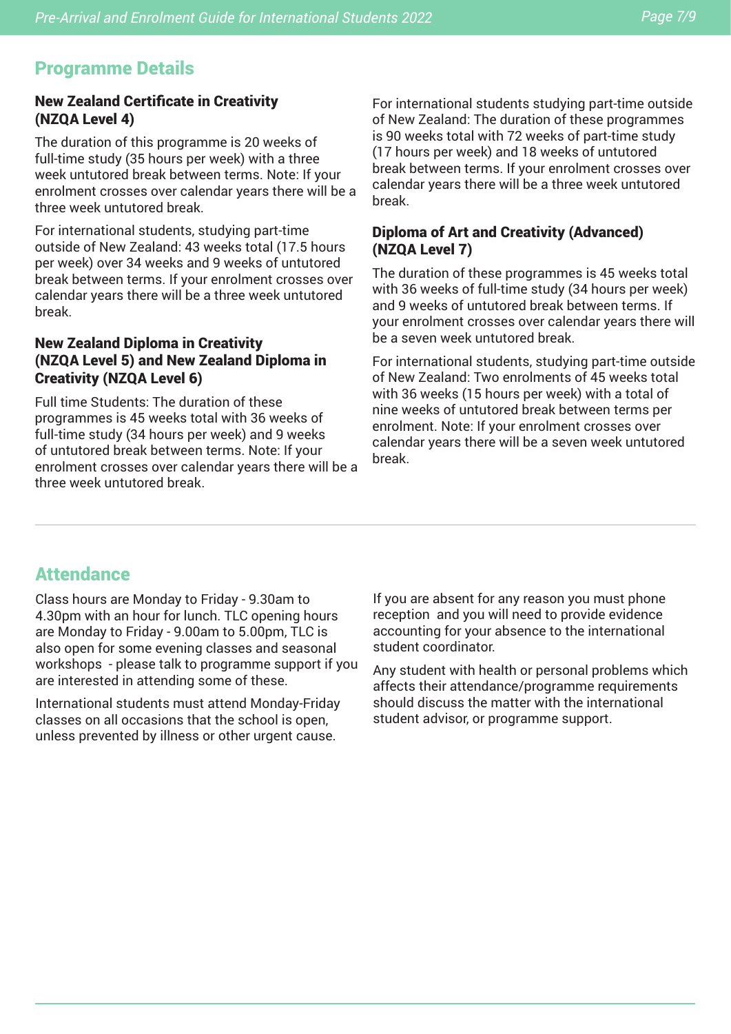## Programme Details

### New Zealand Certificate in Creativity (NZQA Level 4)

The duration of this programme is 20 weeks of full-time study (35 hours per week) with a three week untutored break between terms. Note: If your enrolment crosses over calendar years there will be a three week untutored break.

For international students, studying part-time outside of New Zealand: 43 weeks total (17.5 hours per week) over 34 weeks and 9 weeks of untutored break between terms. If your enrolment crosses over calendar years there will be a three week untutored break.

### New Zealand Diploma in Creativity (NZQA Level 5) and New Zealand Diploma in Creativity (NZQA Level 6)

Full time Students: The duration of these programmes is 45 weeks total with 36 weeks of full-time study (34 hours per week) and 9 weeks of untutored break between terms. Note: If your enrolment crosses over calendar years there will be a three week untutored break.

For international students studying part-time outside of New Zealand: The duration of these programmes is 90 weeks total with 72 weeks of part-time study (17 hours per week) and 18 weeks of untutored break between terms. If your enrolment crosses over calendar years there will be a three week untutored break.

### Diploma of Art and Creativity (Advanced) (NZQA Level 7)

The duration of these programmes is 45 weeks total with 36 weeks of full-time study (34 hours per week) and 9 weeks of untutored break between terms. If your enrolment crosses over calendar years there will be a seven week untutored break.

For international students, studying part-time outside of New Zealand: Two enrolments of 45 weeks total with 36 weeks (15 hours per week) with a total of nine weeks of untutored break between terms per enrolment. Note: If your enrolment crosses over calendar years there will be a seven week untutored break.

## Attendance

Class hours are Monday to Friday - 9.30am to 4.30pm with an hour for lunch. TLC opening hours are Monday to Friday - 9.00am to 5.00pm, TLC is also open for some evening classes and seasonal workshops - please talk to programme support if you are interested in attending some of these.

International students must attend Monday-Friday classes on all occasions that the school is open, unless prevented by illness or other urgent cause.

If you are absent for any reason you must phone reception and you will need to provide evidence accounting for your absence to the international student coordinator.

Any student with health or personal problems which affects their attendance/programme requirements should discuss the matter with the international student advisor, or programme support.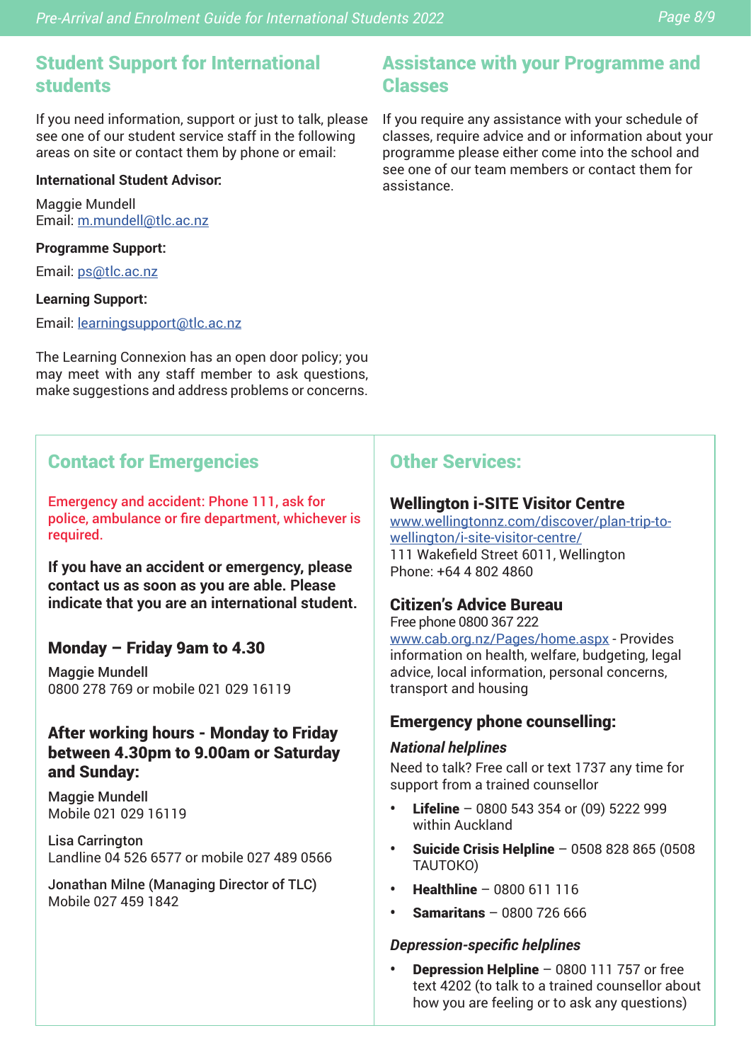## Student Support for International students

If you need information, support or just to talk, please see one of our student service staff in the following areas on site or contact them by phone or email:

**International Student Advisor:**

Maggie Mundell
Email: m.mundell@tlc.ac.nz

**Programme Support:**

Email: ps@tlc.ac.nz

**Learning Support:**

Email: learningsupport@tlc.ac.nz

The Learning Connexion has an open door policy; you may meet with any staff member to ask questions, make suggestions and address problems or concerns.

## Assistance with your Programme and Classes

If you require any assistance with your schedule of classes, require advice and or information about your programme please either come into the school and see one of our team members or contact them for assistance.

## Contact for Emergencies

Emergency and accident: Phone 111, ask for police, ambulance or fire department, whichever is required.

**If you have an accident or emergency, please contact us as soon as you are able. Please indicate that you are an international student.**

### Monday – Friday 9am to 4.30

Maggie Mundell
0800 278 769 or mobile 021 029 16119

### After working hours - Monday to Friday between 4.30pm to 9.00am or Saturday and Sunday:

Maggie Mundell
Mobile 021 029 16119

Lisa Carrington
Landline 04 526 6577 or mobile 027 489 0566

Jonathan Milne (Managing Director of TLC)
Mobile 027 459 1842

## Other Services:

### Wellington i-SITE Visitor Centre

www.wellingtonnz.com/discover/plan-trip-to-wellington/i-site-visitor-centre/
111 Wakefield Street 6011, Wellington
Phone: +64 4 802 4860

### Citizen's Advice Bureau

Free phone 0800 367 222
www.cab.org.nz/Pages/home.aspx - Provides information on health, welfare, budgeting, legal advice, local information, personal concerns, transport and housing

### Emergency phone counselling:

***National helplines***

Need to talk? Free call or text 1737 any time for support from a trained counsellor

- **Lifeline** – 0800 543 354 or (09) 5222 999 within Auckland
- **Suicide Crisis Helpline** – 0508 828 865 (0508 TAUTOKO)
- **Healthline** – 0800 611 116
- **Samaritans** – 0800 726 666

***Depression-specific helplines***

- **Depression Helpline** – 0800 111 757 or free text 4202 (to talk to a trained counsellor about how you are feeling or to ask any questions)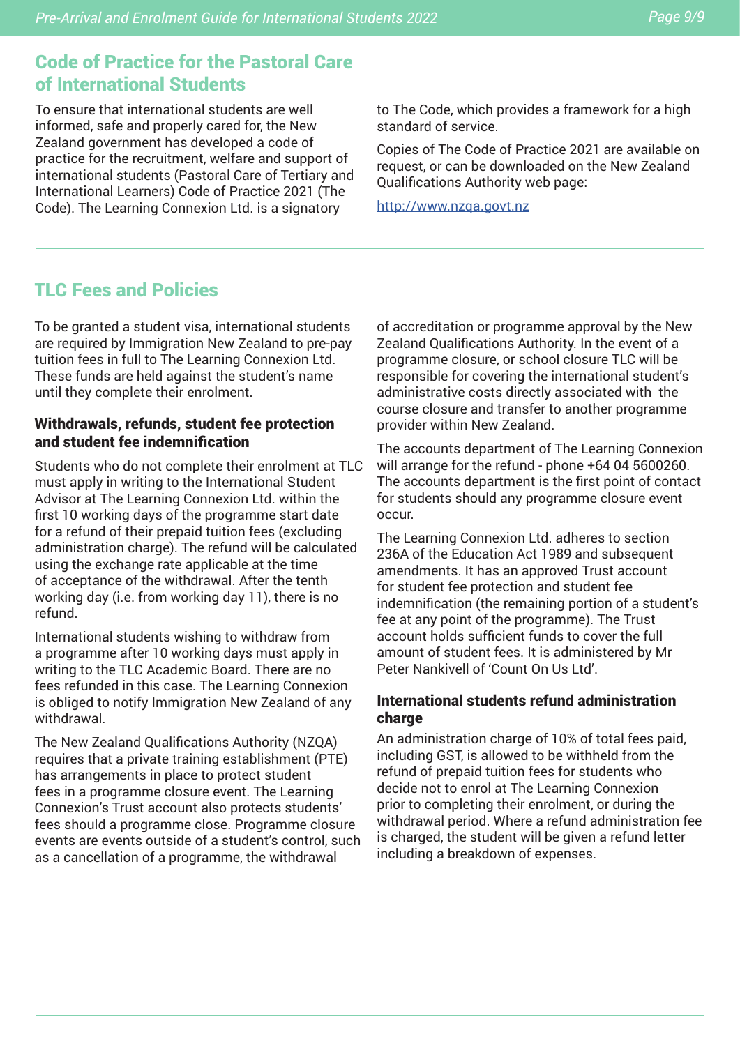## Code of Practice for the Pastoral Care of International Students

To ensure that international students are well informed, safe and properly cared for, the New Zealand government has developed a code of practice for the recruitment, welfare and support of international students (Pastoral Care of Tertiary and International Learners) Code of Practice 2021 (The Code). The Learning Connexion Ltd. is a signatory to The Code, which provides a framework for a high standard of service.

Copies of The Code of Practice 2021 are available on request, or can be downloaded on the New Zealand Qualifications Authority web page:

http://www.nzqa.govt.nz

## TLC Fees and Policies

To be granted a student visa, international students are required by Immigration New Zealand to pre-pay tuition fees in full to The Learning Connexion Ltd. These funds are held against the student's name until they complete their enrolment.

### Withdrawals, refunds, student fee protection and student fee indemnification

Students who do not complete their enrolment at TLC must apply in writing to the International Student Advisor at The Learning Connexion Ltd. within the first 10 working days of the programme start date for a refund of their prepaid tuition fees (excluding administration charge). The refund will be calculated using the exchange rate applicable at the time of acceptance of the withdrawal. After the tenth working day (i.e. from working day 11), there is no refund.

International students wishing to withdraw from a programme after 10 working days must apply in writing to the TLC Academic Board. There are no fees refunded in this case. The Learning Connexion is obliged to notify Immigration New Zealand of any withdrawal.

The New Zealand Qualifications Authority (NZQA) requires that a private training establishment (PTE) has arrangements in place to protect student fees in a programme closure event. The Learning Connexion's Trust account also protects students' fees should a programme close. Programme closure events are events outside of a student's control, such as a cancellation of a programme, the withdrawal of accreditation or programme approval by the New Zealand Qualifications Authority. In the event of a programme closure, or school closure TLC will be responsible for covering the international student's administrative costs directly associated with the course closure and transfer to another programme provider within New Zealand.

The accounts department of The Learning Connexion will arrange for the refund - phone +64 04 5600260. The accounts department is the first point of contact for students should any programme closure event occur.

The Learning Connexion Ltd. adheres to section 236A of the Education Act 1989 and subsequent amendments. It has an approved Trust account for student fee protection and student fee indemnification (the remaining portion of a student's fee at any point of the programme). The Trust account holds sufficient funds to cover the full amount of student fees. It is administered by Mr Peter Nankivell of 'Count On Us Ltd'.

### International students refund administration charge

An administration charge of 10% of total fees paid, including GST, is allowed to be withheld from the refund of prepaid tuition fees for students who decide not to enrol at The Learning Connexion prior to completing their enrolment, or during the withdrawal period. Where a refund administration fee is charged, the student will be given a refund letter including a breakdown of expenses.